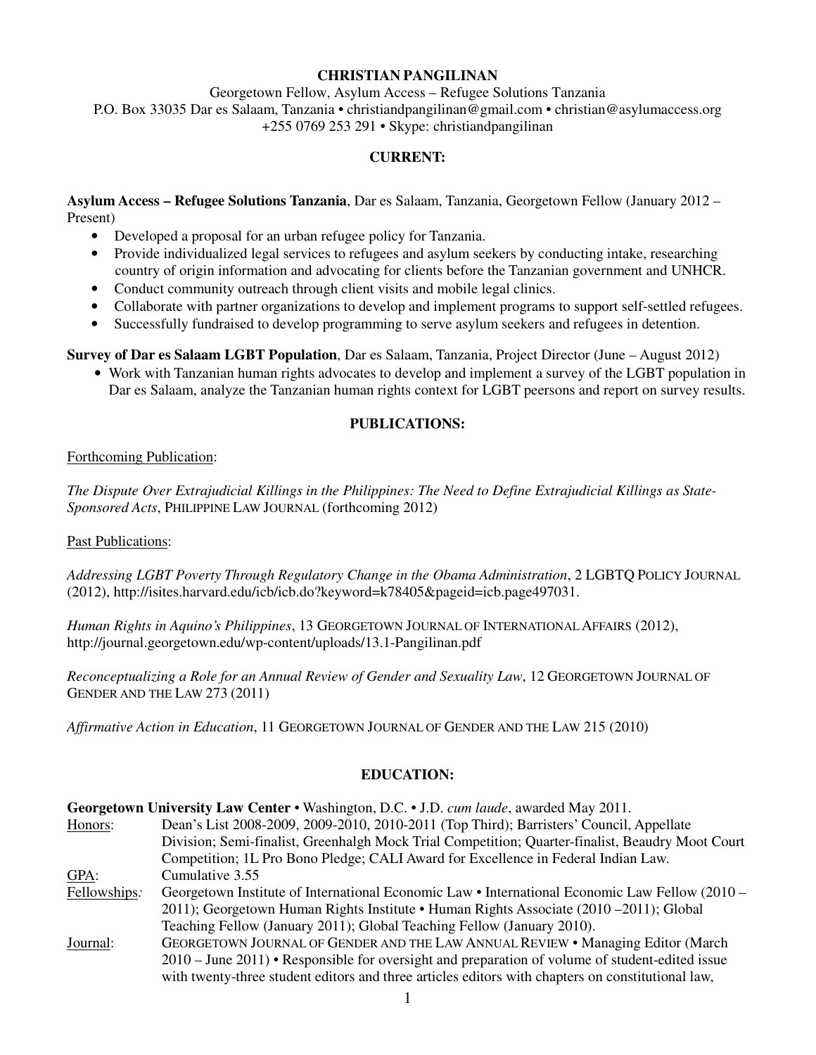# CHRISTIAN PANGILINAN

Georgetown Fellow, Asylum Access – Refugee Solutions Tanzania
P.O. Box 33035 Dar es Salaam, Tanzania • christiandpangilinan@gmail.com • christian@asylumaccess.org
+255 0769 253 291 • Skype: christiandpangilinan

## CURRENT:

**Asylum Access – Refugee Solutions Tanzania**, Dar es Salaam, Tanzania, Georgetown Fellow (January 2012 – Present)

- Developed a proposal for an urban refugee policy for Tanzania.
- Provide individualized legal services to refugees and asylum seekers by conducting intake, researching country of origin information and advocating for clients before the Tanzanian government and UNHCR.
- Conduct community outreach through client visits and mobile legal clinics.
- Collaborate with partner organizations to develop and implement programs to support self-settled refugees.
- Successfully fundraised to develop programming to serve asylum seekers and refugees in detention.

**Survey of Dar es Salaam LGBT Population**, Dar es Salaam, Tanzania, Project Director (June – August 2012)

- Work with Tanzanian human rights advocates to develop and implement a survey of the LGBT population in Dar es Salaam, analyze the Tanzanian human rights context for LGBT peersons and report on survey results.

## PUBLICATIONS:

Forthcoming Publication:

*The Dispute Over Extrajudicial Killings in the Philippines: The Need to Define Extrajudicial Killings as State-Sponsored Acts*, PHILIPPINE LAW JOURNAL (forthcoming 2012)

Past Publications:

*Addressing LGBT Poverty Through Regulatory Change in the Obama Administration*, 2 LGBTQ POLICY JOURNAL (2012), http://isites.harvard.edu/icb/icb.do?keyword=k78405&pageid=icb.page497031.

*Human Rights in Aquino's Philippines*, 13 GEORGETOWN JOURNAL OF INTERNATIONAL AFFAIRS (2012), http://journal.georgetown.edu/wp-content/uploads/13.1-Pangilinan.pdf

*Reconceptualizing a Role for an Annual Review of Gender and Sexuality Law*, 12 GEORGETOWN JOURNAL OF GENDER AND THE LAW 273 (2011)

*Affirmative Action in Education*, 11 GEORGETOWN JOURNAL OF GENDER AND THE LAW 215 (2010)

## EDUCATION:

**Georgetown University Law Center** • Washington, D.C. • J.D. *cum laude*, awarded May 2011.

Honors: Dean's List 2008-2009, 2009-2010, 2010-2011 (Top Third); Barristers' Council, Appellate Division; Semi-finalist, Greenhalgh Mock Trial Competition; Quarter-finalist, Beaudry Moot Court Competition; 1L Pro Bono Pledge; CALI Award for Excellence in Federal Indian Law.

GPA: Cumulative 3.55

Fellowships: Georgetown Institute of International Economic Law • International Economic Law Fellow (2010 – 2011); Georgetown Human Rights Institute • Human Rights Associate (2010 –2011); Global Teaching Fellow (January 2011); Global Teaching Fellow (January 2010).

Journal: GEORGETOWN JOURNAL OF GENDER AND THE LAW ANNUAL REVIEW • Managing Editor (March 2010 – June 2011) • Responsible for oversight and preparation of volume of student-edited issue with twenty-three student editors and three articles editors with chapters on constitutional law,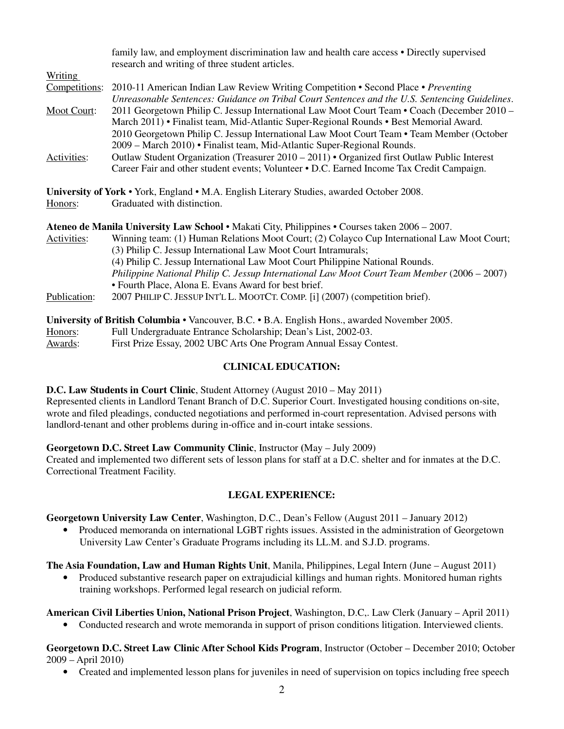family law, and employment discrimination law and health care access • Directly supervised research and writing of three student articles.

Writing Competitions: 2010-11 American Indian Law Review Writing Competition • Second Place • *Preventing Unreasonable Sentences: Guidance on Tribal Court Sentences and the U.S. Sentencing Guidelines*.

Moot Court: 2011 Georgetown Philip C. Jessup International Law Moot Court Team • Coach (December 2010 – March 2011) • Finalist team, Mid-Atlantic Super-Regional Rounds • Best Memorial Award.
2010 Georgetown Philip C. Jessup International Law Moot Court Team • Team Member (October 2009 – March 2010) • Finalist team, Mid-Atlantic Super-Regional Rounds.

Activities: Outlaw Student Organization (Treasurer 2010 – 2011) • Organized first Outlaw Public Interest Career Fair and other student events; Volunteer • D.C. Earned Income Tax Credit Campaign.

**University of York** • York, England • M.A. English Literary Studies, awarded October 2008.

Honors: Graduated with distinction.

**Ateneo de Manila University Law School** • Makati City, Philippines • Courses taken 2006 – 2007.

Activities: Winning team: (1) Human Relations Moot Court; (2) Colayco Cup International Law Moot Court; (3) Philip C. Jessup International Law Moot Court Intramurals; (4) Philip C. Jessup International Law Moot Court Philippine National Rounds.
*Philippine National Philip C. Jessup International Law Moot Court Team Member* (2006 – 2007) • Fourth Place, Alona E. Evans Award for best brief.

Publication: 2007 PHILIP C. JESSUP INT'L L. MOOTCT. COMP. [i] (2007) (competition brief).

**University of British Columbia** • Vancouver, B.C. • B.A. English Hons., awarded November 2005.

Honors: Full Undergraduate Entrance Scholarship; Dean's List, 2002-03.

Awards: First Prize Essay, 2002 UBC Arts One Program Annual Essay Contest.

## CLINICAL EDUCATION:

**D.C. Law Students in Court Clinic**, Student Attorney (August 2010 – May 2011)
Represented clients in Landlord Tenant Branch of D.C. Superior Court. Investigated housing conditions on-site, wrote and filed pleadings, conducted negotiations and performed in-court representation. Advised persons with landlord-tenant and other problems during in-office and in-court intake sessions.

**Georgetown D.C. Street Law Community Clinic**, Instructor (May – July 2009)
Created and implemented two different sets of lesson plans for staff at a D.C. shelter and for inmates at the D.C. Correctional Treatment Facility.

## LEGAL EXPERIENCE:

**Georgetown University Law Center**, Washington, D.C., Dean's Fellow (August 2011 – January 2012)

- Produced memoranda on international LGBT rights issues. Assisted in the administration of Georgetown University Law Center's Graduate Programs including its LL.M. and S.J.D. programs.

**The Asia Foundation, Law and Human Rights Unit**, Manila, Philippines, Legal Intern (June – August 2011)

- Produced substantive research paper on extrajudicial killings and human rights. Monitored human rights training workshops. Performed legal research on judicial reform.

**American Civil Liberties Union, National Prison Project**, Washington, D.C,. Law Clerk (January – April 2011)

- Conducted research and wrote memoranda in support of prison conditions litigation. Interviewed clients.

**Georgetown D.C. Street Law Clinic After School Kids Program**, Instructor (October – December 2010; October 2009 – April 2010)

- Created and implemented lesson plans for juveniles in need of supervision on topics including free speech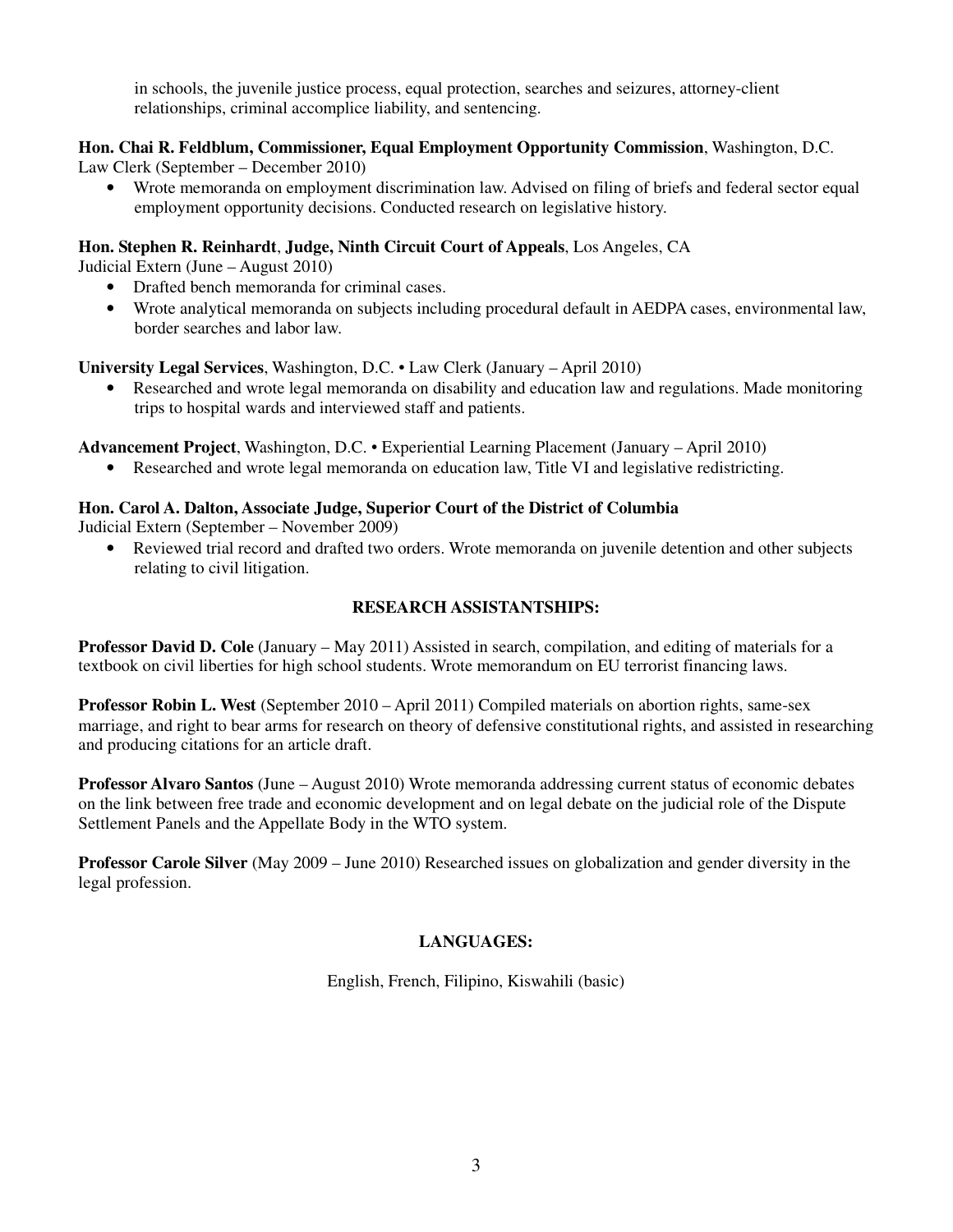in schools, the juvenile justice process, equal protection, searches and seizures, attorney-client relationships, criminal accomplice liability, and sentencing.

**Hon. Chai R. Feldblum, Commissioner, Equal Employment Opportunity Commission**, Washington, D.C.
Law Clerk (September – December 2010)

- Wrote memoranda on employment discrimination law. Advised on filing of briefs and federal sector equal employment opportunity decisions. Conducted research on legislative history.

**Hon. Stephen R. Reinhardt**, **Judge, Ninth Circuit Court of Appeals**, Los Angeles, CA
Judicial Extern (June – August 2010)

- Drafted bench memoranda for criminal cases.
- Wrote analytical memoranda on subjects including procedural default in AEDPA cases, environmental law, border searches and labor law.

**University Legal Services**, Washington, D.C. • Law Clerk (January – April 2010)

- Researched and wrote legal memoranda on disability and education law and regulations. Made monitoring trips to hospital wards and interviewed staff and patients.

**Advancement Project**, Washington, D.C. • Experiential Learning Placement (January – April 2010)

- Researched and wrote legal memoranda on education law, Title VI and legislative redistricting.

**Hon. Carol A. Dalton, Associate Judge, Superior Court of the District of Columbia**
Judicial Extern (September – November 2009)

- Reviewed trial record and drafted two orders. Wrote memoranda on juvenile detention and other subjects relating to civil litigation.

## RESEARCH ASSISTANTSHIPS:

**Professor David D. Cole** (January – May 2011) Assisted in search, compilation, and editing of materials for a textbook on civil liberties for high school students. Wrote memorandum on EU terrorist financing laws.

**Professor Robin L. West** (September 2010 – April 2011) Compiled materials on abortion rights, same-sex marriage, and right to bear arms for research on theory of defensive constitutional rights, and assisted in researching and producing citations for an article draft.

**Professor Alvaro Santos** (June – August 2010) Wrote memoranda addressing current status of economic debates on the link between free trade and economic development and on legal debate on the judicial role of the Dispute Settlement Panels and the Appellate Body in the WTO system.

**Professor Carole Silver** (May 2009 – June 2010) Researched issues on globalization and gender diversity in the legal profession.

## LANGUAGES:

English, French, Filipino, Kiswahili (basic)